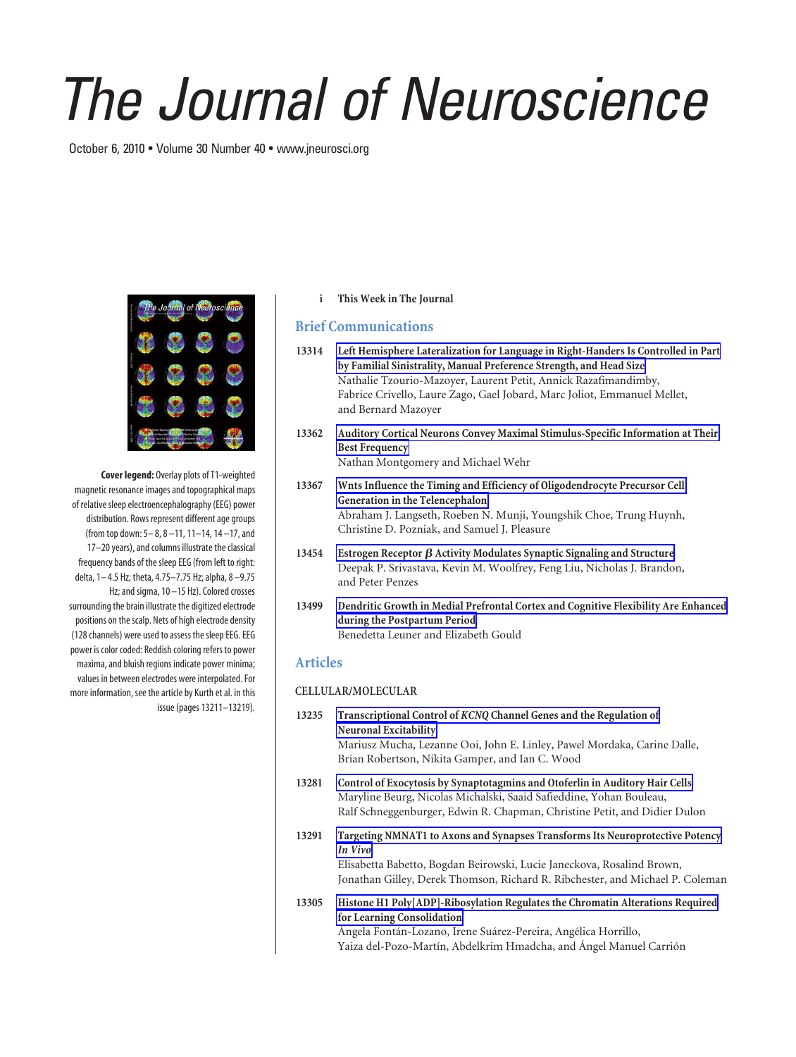# The Journal of Neuroscience

October 6, 2010 • Volume 30 Number 40 • www.jneurosci.org

**Cover legend:** Overlay plots of T1-weighted magnetic resonance images and topographical maps of relative sleep electroencephalography (EEG) power distribution. Rows represent different age groups (from top down: 5–8, 8–11, 11–14, 14–17, and 17–20 years), and columns illustrate the classical frequency bands of the sleep EEG (from left to right: delta, 1–4.5 Hz; theta, 4.75–7.75 Hz; alpha, 8–9.75 Hz; and sigma, 10–15 Hz). Colored crosses surrounding the brain illustrate the digitized electrode positions on the scalp. Nets of high electrode density (128 channels) were used to assess the sleep EEG. EEG power is color coded: Reddish coloring refers to power maxima, and bluish regions indicate power minima; values in between electrodes were interpolated. For more information, see the article by Kurth et al. in this issue (pages 13211–13219).

i **This Week in The Journal**

## Brief Communications

13314 **Left Hemisphere Lateralization for Language in Right-Handers Is Controlled in Part by Familial Sinistrality, Manual Preference Strength, and Head Size**
Nathalie Tzourio-Mazoyer, Laurent Petit, Annick Razafimandimby, Fabrice Crivello, Laure Zago, Gael Jobard, Marc Joliot, Emmanuel Mellet, and Bernard Mazoyer

13362 **Auditory Cortical Neurons Convey Maximal Stimulus-Specific Information at Their Best Frequency**
Nathan Montgomery and Michael Wehr

13367 **Wnts Influence the Timing and Efficiency of Oligodendrocyte Precursor Cell Generation in the Telencephalon**
Abraham J. Langseth, Roeben N. Munji, Youngshik Choe, Trung Huynh, Christine D. Pozniak, and Samuel J. Pleasure

13454 **Estrogen Receptor β Activity Modulates Synaptic Signaling and Structure**
Deepak P. Srivastava, Kevin M. Woolfrey, Feng Liu, Nicholas J. Brandon, and Peter Penzes

13499 **Dendritic Growth in Medial Prefrontal Cortex and Cognitive Flexibility Are Enhanced during the Postpartum Period**
Benedetta Leuner and Elizabeth Gould

## Articles

### CELLULAR/MOLECULAR

13235 **Transcriptional Control of *KCNQ* Channel Genes and the Regulation of Neuronal Excitability**
Mariusz Mucha, Lezanne Ooi, John E. Linley, Pawel Mordaka, Carine Dalle, Brian Robertson, Nikita Gamper, and Ian C. Wood

13281 **Control of Exocytosis by Synaptotagmins and Otoferlin in Auditory Hair Cells**
Maryline Beurg, Nicolas Michalski, Saaid Safieddine, Yohan Bouleau, Ralf Schneggenburger, Edwin R. Chapman, Christine Petit, and Didier Dulon

13291 **Targeting NMNAT1 to Axons and Synapses Transforms Its Neuroprotective Potency *In Vivo***
Elisabetta Babetto, Bogdan Beirowski, Lucie Janeckova, Rosalind Brown, Jonathan Gilley, Derek Thomson, Richard R. Ribchester, and Michael P. Coleman

13305 **Histone H1 Poly[ADP]-Ribosylation Regulates the Chromatin Alterations Required for Learning Consolidation**
Ángela Fontán-Lozano, Irene Suárez-Pereira, Angélica Horrillo, Yaiza del-Pozo-Martín, Abdelkrim Hmadcha, and Ángel Manuel Carrión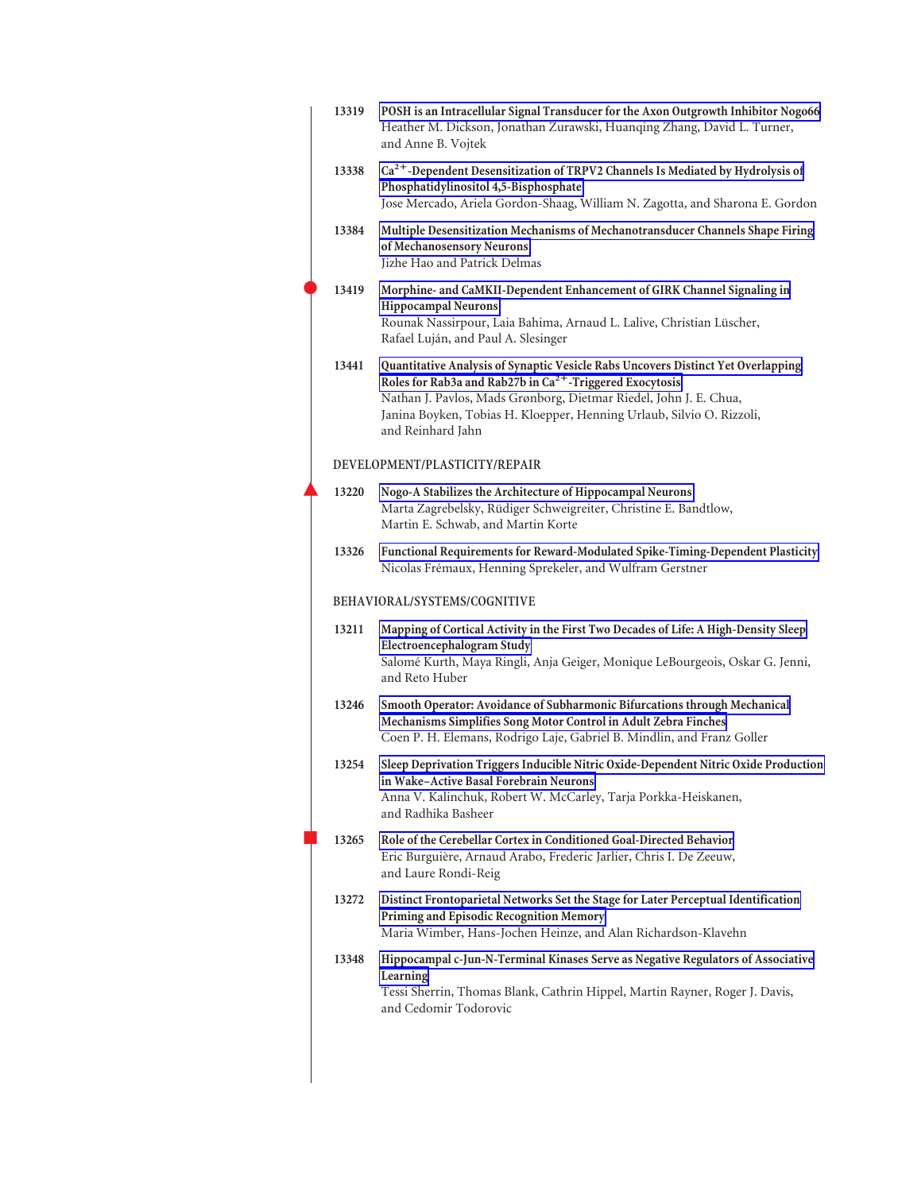13319 **POSH is an Intracellular Signal Transducer for the Axon Outgrowth Inhibitor Nogo66**
Heather M. Dickson, Jonathan Zurawski, Huanqing Zhang, David L. Turner, and Anne B. Vojtek

13338 **$Ca^{2+}$-Dependent Desensitization of TRPV2 Channels Is Mediated by Hydrolysis of Phosphatidylinositol 4,5-Bisphosphate**
Jose Mercado, Ariela Gordon-Shaag, William N. Zagotta, and Sharona E. Gordon

13384 **Multiple Desensitization Mechanisms of Mechanotransducer Channels Shape Firing of Mechanosensory Neurons**
Jizhe Hao and Patrick Delmas

13419 **Morphine- and CaMKII-Dependent Enhancement of GIRK Channel Signaling in Hippocampal Neurons**
Rounak Nassirpour, Laia Bahima, Arnaud L. Lalive, Christian Lüscher, Rafael Luján, and Paul A. Slesinger

13441 **Quantitative Analysis of Synaptic Vesicle Rabs Uncovers Distinct Yet Overlapping Roles for Rab3a and Rab27b in $Ca^{2+}$-Triggered Exocytosis**
Nathan J. Pavlos, Mads Grønborg, Dietmar Riedel, John J. E. Chua, Janina Boyken, Tobias H. Kloepper, Henning Urlaub, Silvio O. Rizzoli, and Reinhard Jahn

## DEVELOPMENT/PLASTICITY/REPAIR

13220 **Nogo-A Stabilizes the Architecture of Hippocampal Neurons**
Marta Zagrebelsky, Rüdiger Schweigreiter, Christine E. Bandtlow, Martin E. Schwab, and Martin Korte

13326 **Functional Requirements for Reward-Modulated Spike-Timing-Dependent Plasticity**
Nicolas Frémaux, Henning Sprekeler, and Wulfram Gerstner

## BEHAVIORAL/SYSTEMS/COGNITIVE

13211 **Mapping of Cortical Activity in the First Two Decades of Life: A High-Density Sleep Electroencephalogram Study**
Salomé Kurth, Maya Ringli, Anja Geiger, Monique LeBourgeois, Oskar G. Jenni, and Reto Huber

13246 **Smooth Operator: Avoidance of Subharmonic Bifurcations through Mechanical Mechanisms Simplifies Song Motor Control in Adult Zebra Finches**
Coen P. H. Elemans, Rodrigo Laje, Gabriel B. Mindlin, and Franz Goller

13254 **Sleep Deprivation Triggers Inducible Nitric Oxide-Dependent Nitric Oxide Production in Wake–Active Basal Forebrain Neurons**
Anna V. Kalinchuk, Robert W. McCarley, Tarja Porkka-Heiskanen, and Radhika Basheer

13265 **Role of the Cerebellar Cortex in Conditioned Goal-Directed Behavior**
Eric Burguière, Arnaud Arabo, Frederic Jarlier, Chris I. De Zeeuw, and Laure Rondi-Reig

13272 **Distinct Frontoparietal Networks Set the Stage for Later Perceptual Identification Priming and Episodic Recognition Memory**
Maria Wimber, Hans-Jochen Heinze, and Alan Richardson-Klavehn

13348 **Hippocampal c-Jun-N-Terminal Kinases Serve as Negative Regulators of Associative Learning**
Tessi Sherrin, Thomas Blank, Cathrin Hippel, Martin Rayner, Roger J. Davis, and Cedomir Todorovic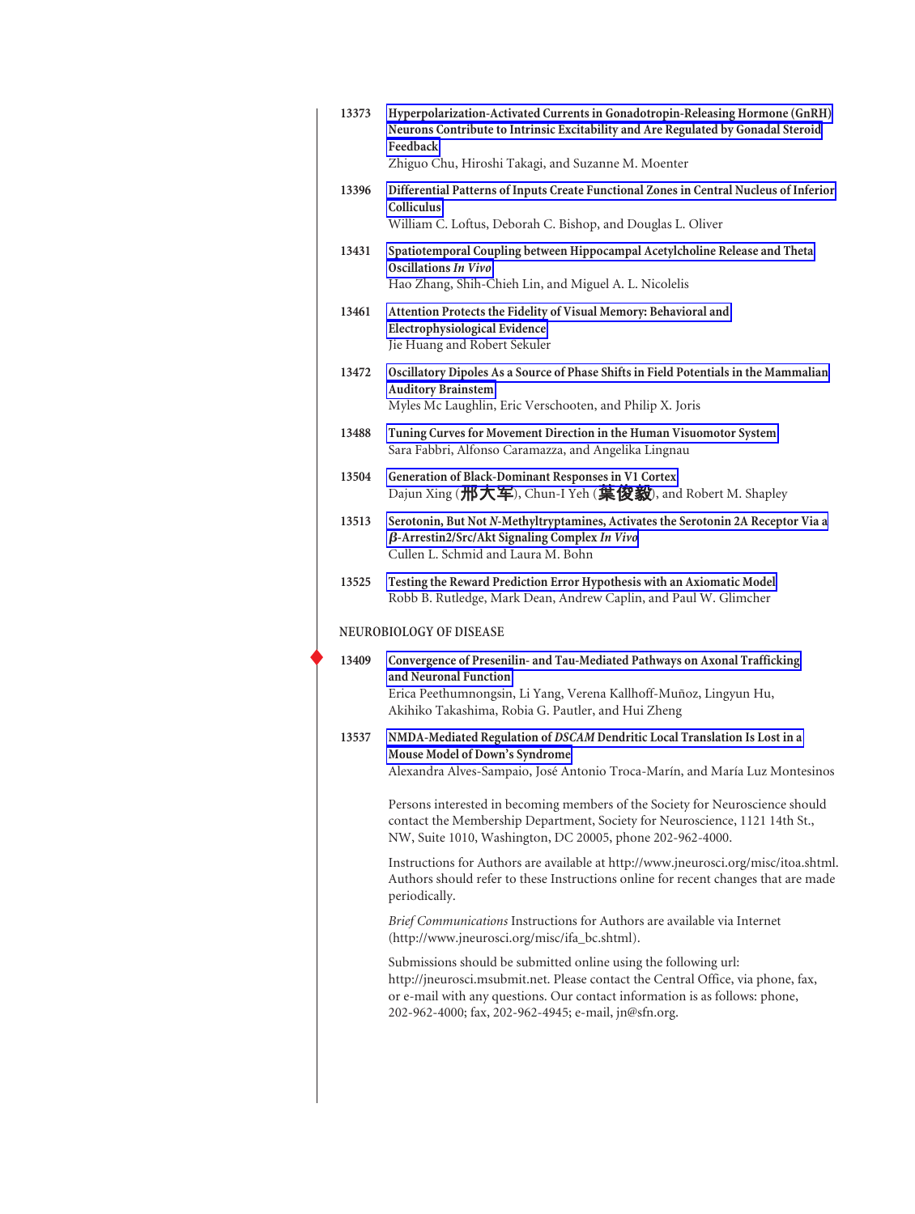13373 **Hyperpolarization-Activated Currents in Gonadotropin-Releasing Hormone (GnRH) Neurons Contribute to Intrinsic Excitability and Are Regulated by Gonadal Steroid Feedback**
Zhiguo Chu, Hiroshi Takagi, and Suzanne M. Moenter

13396 **Differential Patterns of Inputs Create Functional Zones in Central Nucleus of Inferior Colliculus**
William C. Loftus, Deborah C. Bishop, and Douglas L. Oliver

13431 **Spatiotemporal Coupling between Hippocampal Acetylcholine Release and Theta Oscillations *In Vivo***
Hao Zhang, Shih-Chieh Lin, and Miguel A. L. Nicolelis

13461 **Attention Protects the Fidelity of Visual Memory: Behavioral and Electrophysiological Evidence**
Jie Huang and Robert Sekuler

13472 **Oscillatory Dipoles As a Source of Phase Shifts in Field Potentials in the Mammalian Auditory Brainstem**
Myles Mc Laughlin, Eric Verschooten, and Philip X. Joris

13488 **Tuning Curves for Movement Direction in the Human Visuomotor System**
Sara Fabbri, Alfonso Caramazza, and Angelika Lingnau

13504 **Generation of Black-Dominant Responses in V1 Cortex**
Dajun Xing (邢大军), Chun-I Yeh (葉俊毅), and Robert M. Shapley

13513 **Serotonin, But Not *N*-Methyltryptamines, Activates the Serotonin 2A Receptor Via a *β*-Arrestin2/Src/Akt Signaling Complex *In Vivo***
Cullen L. Schmid and Laura M. Bohn

13525 **Testing the Reward Prediction Error Hypothesis with an Axiomatic Model**
Robb B. Rutledge, Mark Dean, Andrew Caplin, and Paul W. Glimcher

## NEUROBIOLOGY OF DISEASE

13409 **Convergence of Presenilin- and Tau-Mediated Pathways on Axonal Trafficking and Neuronal Function**
Erica Peethumnongsin, Li Yang, Verena Kallhoff-Muñoz, Lingyun Hu, Akihiko Takashima, Robia G. Pautler, and Hui Zheng

13537 **NMDA-Mediated Regulation of *DSCAM* Dendritic Local Translation Is Lost in a Mouse Model of Down's Syndrome**
Alexandra Alves-Sampaio, José Antonio Troca-Marín, and María Luz Montesinos

Persons interested in becoming members of the Society for Neuroscience should contact the Membership Department, Society for Neuroscience, 1121 14th St., NW, Suite 1010, Washington, DC 20005, phone 202-962-4000.

Instructions for Authors are available at http://www.jneurosci.org/misc/itoa.shtml. Authors should refer to these Instructions online for recent changes that are made periodically.

*Brief Communications* Instructions for Authors are available via Internet (http://www.jneurosci.org/misc/ifa_bc.shtml).

Submissions should be submitted online using the following url: http://jneurosci.msubmit.net. Please contact the Central Office, via phone, fax, or e-mail with any questions. Our contact information is as follows: phone, 202-962-4000; fax, 202-962-4945; e-mail, jn@sfn.org.